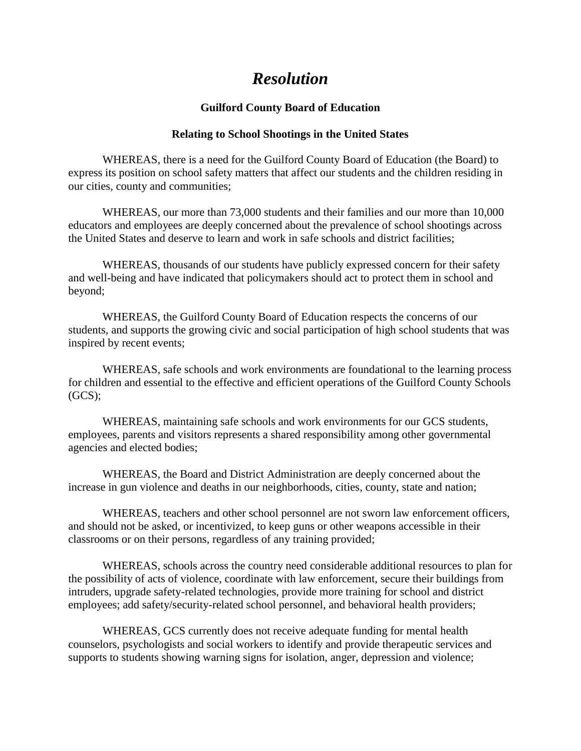# *Resolution*

**Guilford County Board of Education**

**Relating to School Shootings in the United States**

WHEREAS, there is a need for the Guilford County Board of Education (the Board) to express its position on school safety matters that affect our students and the children residing in our cities, county and communities;

WHEREAS, our more than 73,000 students and their families and our more than 10,000 educators and employees are deeply concerned about the prevalence of school shootings across the United States and deserve to learn and work in safe schools and district facilities;

WHEREAS, thousands of our students have publicly expressed concern for their safety and well-being and have indicated that policymakers should act to protect them in school and beyond;

WHEREAS, the Guilford County Board of Education respects the concerns of our students, and supports the growing civic and social participation of high school students that was inspired by recent events;

WHEREAS, safe schools and work environments are foundational to the learning process for children and essential to the effective and efficient operations of the Guilford County Schools (GCS);

WHEREAS, maintaining safe schools and work environments for our GCS students, employees, parents and visitors represents a shared responsibility among other governmental agencies and elected bodies;

WHEREAS, the Board and District Administration are deeply concerned about the increase in gun violence and deaths in our neighborhoods, cities, county, state and nation;

WHEREAS, teachers and other school personnel are not sworn law enforcement officers, and should not be asked, or incentivized, to keep guns or other weapons accessible in their classrooms or on their persons, regardless of any training provided;

WHEREAS, schools across the country need considerable additional resources to plan for the possibility of acts of violence, coordinate with law enforcement, secure their buildings from intruders, upgrade safety-related technologies, provide more training for school and district employees; add safety/security-related school personnel, and behavioral health providers;

WHEREAS, GCS currently does not receive adequate funding for mental health counselors, psychologists and social workers to identify and provide therapeutic services and supports to students showing warning signs for isolation, anger, depression and violence;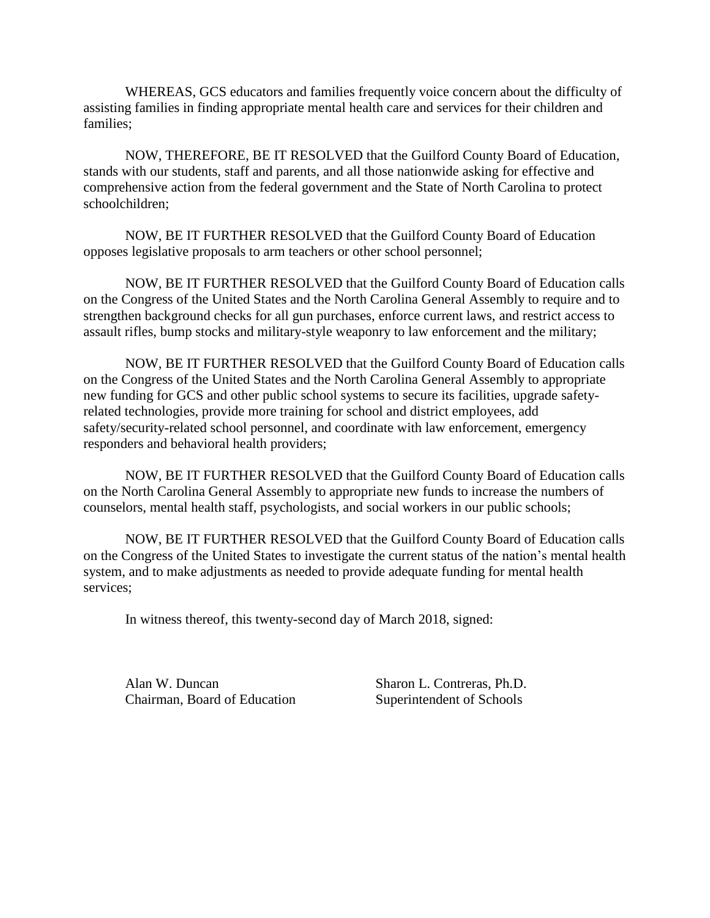WHEREAS, GCS educators and families frequently voice concern about the difficulty of assisting families in finding appropriate mental health care and services for their children and families;

NOW, THEREFORE, BE IT RESOLVED that the Guilford County Board of Education, stands with our students, staff and parents, and all those nationwide asking for effective and comprehensive action from the federal government and the State of North Carolina to protect schoolchildren;

NOW, BE IT FURTHER RESOLVED that the Guilford County Board of Education opposes legislative proposals to arm teachers or other school personnel;

NOW, BE IT FURTHER RESOLVED that the Guilford County Board of Education calls on the Congress of the United States and the North Carolina General Assembly to require and to strengthen background checks for all gun purchases, enforce current laws, and restrict access to assault rifles, bump stocks and military-style weaponry to law enforcement and the military;

NOW, BE IT FURTHER RESOLVED that the Guilford County Board of Education calls on the Congress of the United States and the North Carolina General Assembly to appropriate new funding for GCS and other public school systems to secure its facilities, upgrade safety-related technologies, provide more training for school and district employees, add safety/security-related school personnel, and coordinate with law enforcement, emergency responders and behavioral health providers;

NOW, BE IT FURTHER RESOLVED that the Guilford County Board of Education calls on the North Carolina General Assembly to appropriate new funds to increase the numbers of counselors, mental health staff, psychologists, and social workers in our public schools;

NOW, BE IT FURTHER RESOLVED that the Guilford County Board of Education calls on the Congress of the United States to investigate the current status of the nation's mental health system, and to make adjustments as needed to provide adequate funding for mental health services;

In witness thereof, this twenty-second day of March 2018, signed:

Alan W. Duncan
Chairman, Board of Education

Sharon L. Contreras, Ph.D.
Superintendent of Schools